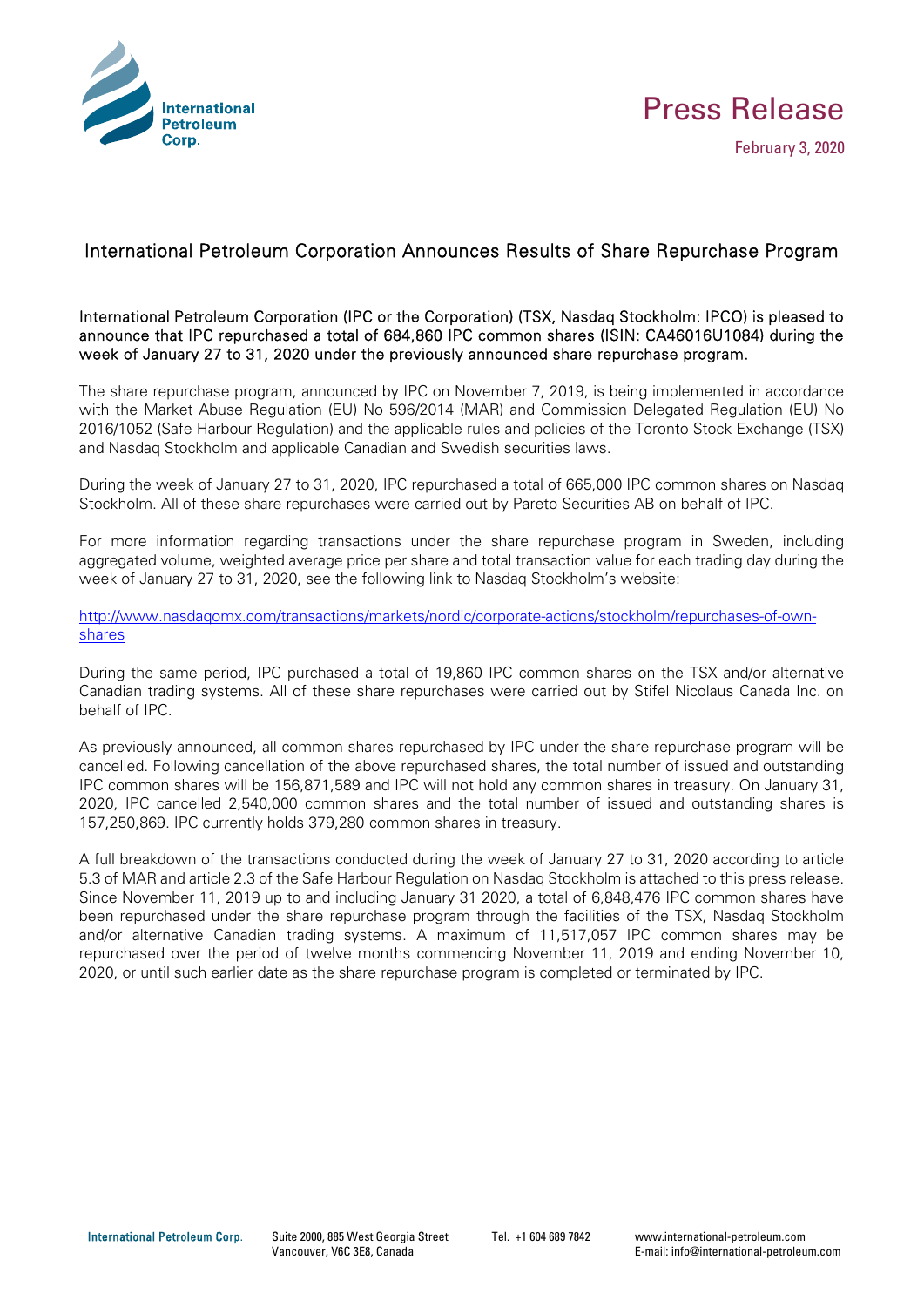Press Release

February 3, 2020

# International Petroleum Corporation Announces Results of Share Repurchase Program

**International Petroleum Corporation (IPC or the Corporation) (TSX, Nasdaq Stockholm: IPCO) is pleased to announce that IPC repurchased a total of 684,860 IPC common shares (ISIN: CA46016U1084) during the week of January 27 to 31, 2020 under the previously announced share repurchase program.**

The share repurchase program, announced by IPC on November 7, 2019, is being implemented in accordance with the Market Abuse Regulation (EU) No 596/2014 (MAR) and Commission Delegated Regulation (EU) No 2016/1052 (Safe Harbour Regulation) and the applicable rules and policies of the Toronto Stock Exchange (TSX) and Nasdaq Stockholm and applicable Canadian and Swedish securities laws.

During the week of January 27 to 31, 2020, IPC repurchased a total of 665,000 IPC common shares on Nasdaq Stockholm. All of these share repurchases were carried out by Pareto Securities AB on behalf of IPC.

For more information regarding transactions under the share repurchase program in Sweden, including aggregated volume, weighted average price per share and total transaction value for each trading day during the week of January 27 to 31, 2020, see the following link to Nasdaq Stockholm's website:

http://www.nasdaqomx.com/transactions/markets/nordic/corporate-actions/stockholm/repurchases-of-own-shares

During the same period, IPC purchased a total of 19,860 IPC common shares on the TSX and/or alternative Canadian trading systems. All of these share repurchases were carried out by Stifel Nicolaus Canada Inc. on behalf of IPC.

As previously announced, all common shares repurchased by IPC under the share repurchase program will be cancelled. Following cancellation of the above repurchased shares, the total number of issued and outstanding IPC common shares will be 156,871,589 and IPC will not hold any common shares in treasury. On January 31, 2020, IPC cancelled 2,540,000 common shares and the total number of issued and outstanding shares is 157,250,869. IPC currently holds 379,280 common shares in treasury.

A full breakdown of the transactions conducted during the week of January 27 to 31, 2020 according to article 5.3 of MAR and article 2.3 of the Safe Harbour Regulation on Nasdaq Stockholm is attached to this press release. Since November 11, 2019 up to and including January 31 2020, a total of 6,848,476 IPC common shares have been repurchased under the share repurchase program through the facilities of the TSX, Nasdaq Stockholm and/or alternative Canadian trading systems. A maximum of 11,517,057 IPC common shares may be repurchased over the period of twelve months commencing November 11, 2019 and ending November 10, 2020, or until such earlier date as the share repurchase program is completed or terminated by IPC.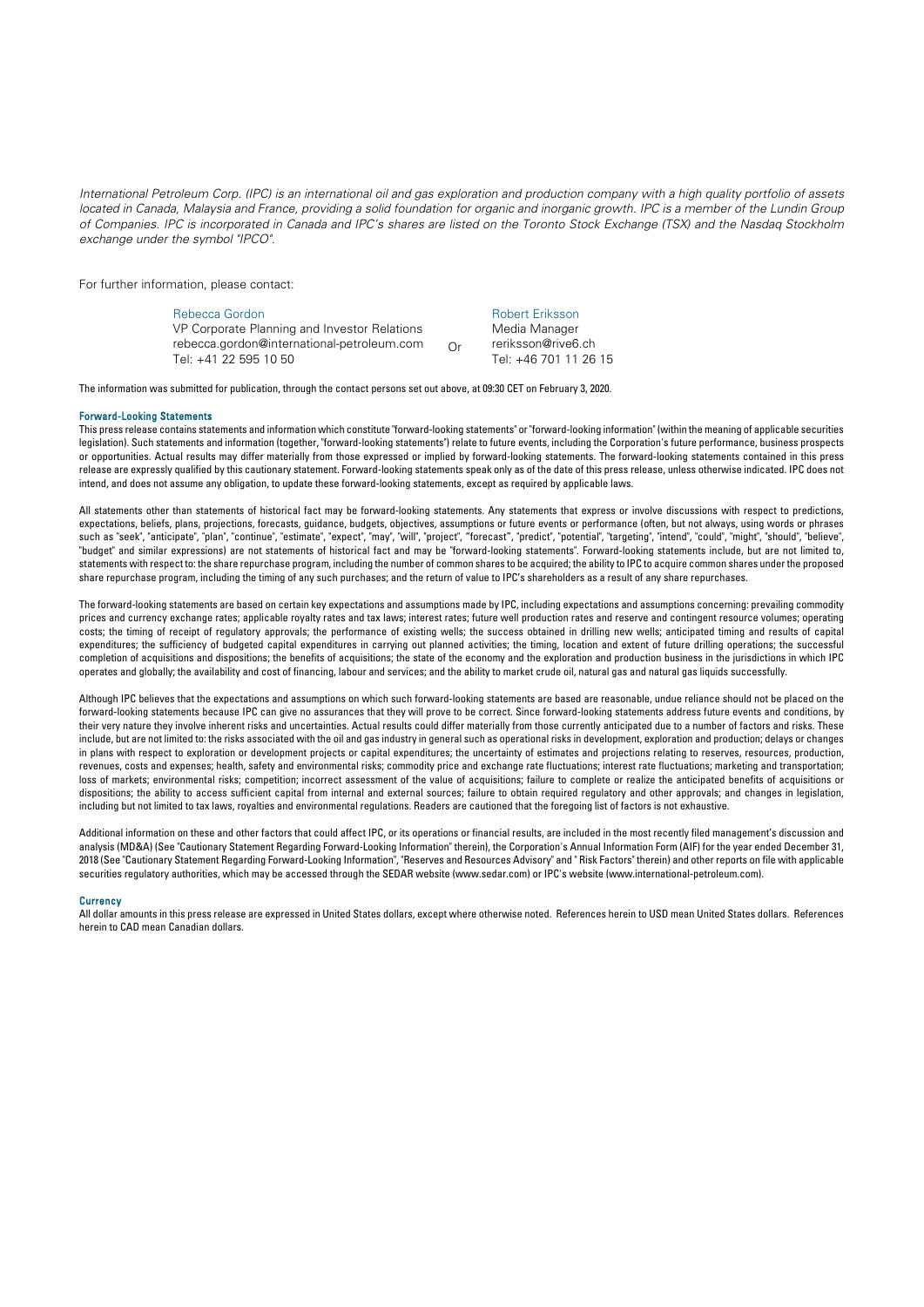*International Petroleum Corp. (IPC) is an international oil and gas exploration and production company with a high quality portfolio of assets located in Canada, Malaysia and France, providing a solid foundation for organic and inorganic growth. IPC is a member of the Lundin Group of Companies. IPC is incorporated in Canada and IPC's shares are listed on the Toronto Stock Exchange (TSX) and the Nasdaq Stockholm exchange under the symbol "IPCO".*

For further information, please contact:

| | | |
|---|---|---|
| Rebecca Gordon<br>VP Corporate Planning and Investor Relations<br>rebecca.gordon@international-petroleum.com<br>Tel: +41 22 595 10 50 | Or | Robert Eriksson<br>Media Manager<br>reriksson@rive6.ch<br>Tel: +46 701 11 26 15 |

The information was submitted for publication, through the contact persons set out above, at 09:30 CET on February 3, 2020.

#### Forward-Looking Statements

This press release contains statements and information which constitute "forward-looking statements" or "forward-looking information" (within the meaning of applicable securities legislation). Such statements and information (together, "forward-looking statements") relate to future events, including the Corporation's future performance, business prospects or opportunities. Actual results may differ materially from those expressed or implied by forward-looking statements. The forward-looking statements contained in this press release are expressly qualified by this cautionary statement. Forward-looking statements speak only as of the date of this press release, unless otherwise indicated. IPC does not intend, and does not assume any obligation, to update these forward-looking statements, except as required by applicable laws.

All statements other than statements of historical fact may be forward-looking statements. Any statements that express or involve discussions with respect to predictions, expectations, beliefs, plans, projections, forecasts, guidance, budgets, objectives, assumptions or future events or performance (often, but not always, using words or phrases such as "seek", "anticipate", "plan", "continue", "estimate", "expect", "may", "will", "project", "forecast", "predict", "potential", "targeting", "intend", "could", "might", "should", "believe", "budget" and similar expressions) are not statements of historical fact and may be "forward-looking statements". Forward-looking statements include, but are not limited to, statements with respect to: the share repurchase program, including the number of common shares to be acquired; the ability to IPC to acquire common shares under the proposed share repurchase program, including the timing of any such purchases; and the return of value to IPC's shareholders as a result of any share repurchases.

The forward-looking statements are based on certain key expectations and assumptions made by IPC, including expectations and assumptions concerning: prevailing commodity prices and currency exchange rates; applicable royalty rates and tax laws; interest rates; future well production rates and reserve and contingent resource volumes; operating costs; the timing of receipt of regulatory approvals; the performance of existing wells; the success obtained in drilling new wells; anticipated timing and results of capital expenditures; the sufficiency of budgeted capital expenditures in carrying out planned activities; the timing, location and extent of future drilling operations; the successful completion of acquisitions and dispositions; the benefits of acquisitions; the state of the economy and the exploration and production business in the jurisdictions in which IPC operates and globally; the availability and cost of financing, labour and services; and the ability to market crude oil, natural gas and natural gas liquids successfully.

Although IPC believes that the expectations and assumptions on which such forward-looking statements are based are reasonable, undue reliance should not be placed on the forward-looking statements because IPC can give no assurances that they will prove to be correct. Since forward-looking statements address future events and conditions, by their very nature they involve inherent risks and uncertainties. Actual results could differ materially from those currently anticipated due to a number of factors and risks. These include, but are not limited to: the risks associated with the oil and gas industry in general such as operational risks in development, exploration and production; delays or changes in plans with respect to exploration or development projects or capital expenditures; the uncertainty of estimates and projections relating to reserves, resources, production, revenues, costs and expenses; health, safety and environmental risks; commodity price and exchange rate fluctuations; interest rate fluctuations; marketing and transportation; loss of markets; environmental risks; competition; incorrect assessment of the value of acquisitions; failure to complete or realize the anticipated benefits of acquisitions or dispositions; the ability to access sufficient capital from internal and external sources; failure to obtain required regulatory and other approvals; and changes in legislation, including but not limited to tax laws, royalties and environmental regulations. Readers are cautioned that the foregoing list of factors is not exhaustive.

Additional information on these and other factors that could affect IPC, or its operations or financial results, are included in the most recently filed management's discussion and analysis (MD&A) (See "Cautionary Statement Regarding Forward-Looking Information" therein), the Corporation's Annual Information Form (AIF) for the year ended December 31, 2018 (See "Cautionary Statement Regarding Forward-Looking Information", "Reserves and Resources Advisory" and " Risk Factors" therein) and other reports on file with applicable securities regulatory authorities, which may be accessed through the SEDAR website (www.sedar.com) or IPC's website (www.international-petroleum.com).

#### Currency

All dollar amounts in this press release are expressed in United States dollars, except where otherwise noted. References herein to USD mean United States dollars. References herein to CAD mean Canadian dollars.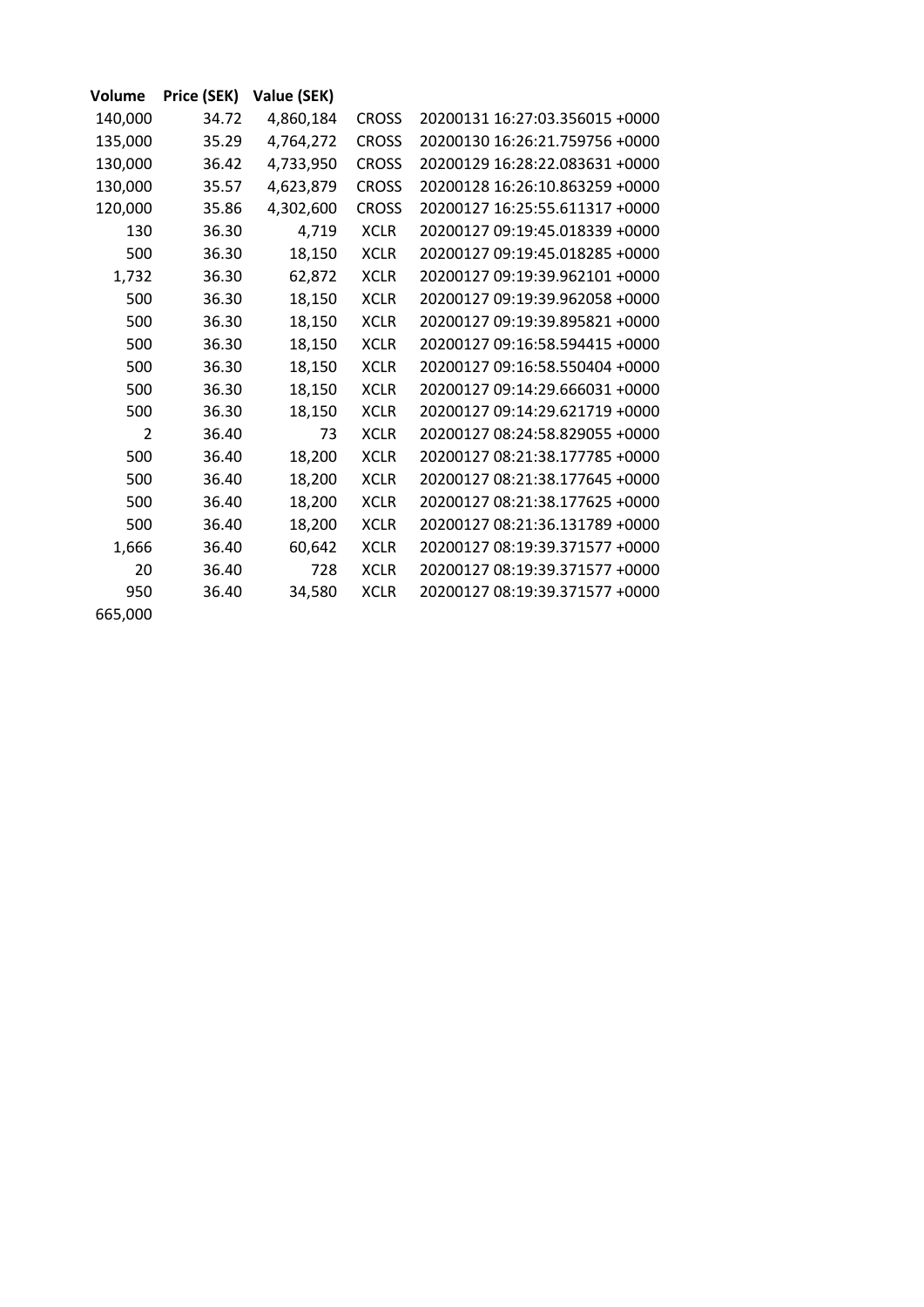| Volume | Price (SEK) | Value (SEK) | | |
|---|---|---|---|---|
| 140,000 | 34.72 | 4,860,184 | CROSS | 20200131 16:27:03.356015 +0000 |
| 135,000 | 35.29 | 4,764,272 | CROSS | 20200130 16:26:21.759756 +0000 |
| 130,000 | 36.42 | 4,733,950 | CROSS | 20200129 16:28:22.083631 +0000 |
| 130,000 | 35.57 | 4,623,879 | CROSS | 20200128 16:26:10.863259 +0000 |
| 120,000 | 35.86 | 4,302,600 | CROSS | 20200127 16:25:55.611317 +0000 |
| 130 | 36.30 | 4,719 | XCLR | 20200127 09:19:45.018339 +0000 |
| 500 | 36.30 | 18,150 | XCLR | 20200127 09:19:45.018285 +0000 |
| 1,732 | 36.30 | 62,872 | XCLR | 20200127 09:19:39.962101 +0000 |
| 500 | 36.30 | 18,150 | XCLR | 20200127 09:19:39.962058 +0000 |
| 500 | 36.30 | 18,150 | XCLR | 20200127 09:19:39.895821 +0000 |
| 500 | 36.30 | 18,150 | XCLR | 20200127 09:16:58.594415 +0000 |
| 500 | 36.30 | 18,150 | XCLR | 20200127 09:16:58.550404 +0000 |
| 500 | 36.30 | 18,150 | XCLR | 20200127 09:14:29.666031 +0000 |
| 500 | 36.30 | 18,150 | XCLR | 20200127 09:14:29.621719 +0000 |
| 2 | 36.40 | 73 | XCLR | 20200127 08:24:58.829055 +0000 |
| 500 | 36.40 | 18,200 | XCLR | 20200127 08:21:38.177785 +0000 |
| 500 | 36.40 | 18,200 | XCLR | 20200127 08:21:38.177645 +0000 |
| 500 | 36.40 | 18,200 | XCLR | 20200127 08:21:38.177625 +0000 |
| 500 | 36.40 | 18,200 | XCLR | 20200127 08:21:36.131789 +0000 |
| 1,666 | 36.40 | 60,642 | XCLR | 20200127 08:19:39.371577 +0000 |
| 20 | 36.40 | 728 | XCLR | 20200127 08:19:39.371577 +0000 |
| 950 | 36.40 | 34,580 | XCLR | 20200127 08:19:39.371577 +0000 |
| 665,000 | | | | |